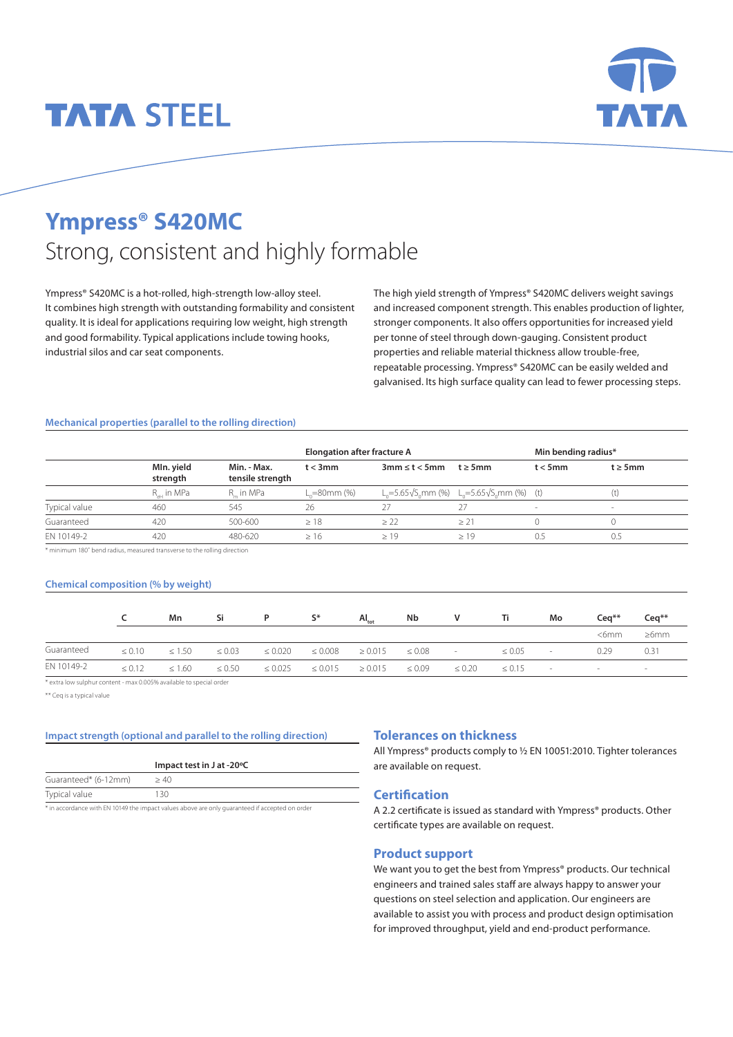TATA STEEL

TATA

# Ympress® S420MC

## Strong, consistent and highly formable

Ympress® S420MC is a hot-rolled, high-strength low-alloy steel. It combines high strength with outstanding formability and consistent quality. It is ideal for applications requiring low weight, high strength and good formability. Typical applications include towing hooks, industrial silos and car seat components.

The high yield strength of Ympress® S420MC delivers weight savings and increased component strength. This enables production of lighter, stronger components. It also offers opportunities for increased yield per tonne of steel through down-gauging. Consistent product properties and reliable material thickness allow trouble-free, repeatable processing. Ympress® S420MC can be easily welded and galvanised. Its high surface quality can lead to fewer processing steps.

### Mechanical properties (parallel to the rolling direction)

| | | | Elongation after fracture A | | | Min bending radius* | |
|---|---|---|---|---|---|---|---|
| | MIn. yield strength | Min. - Max. tensile strength | t < 3mm | 3mm ≤ t < 5mm | t ≥ 5mm | t < 5mm | t ≥ 5mm |
| | $R_{eH}$ in MPa | $R_m$ in MPa | $L_o$=80mm (%) | $L_o=5.65\sqrt{S_o}$mm (%) | $L_o=5.65\sqrt{S_o}$mm (%) | (t) | (t) |
| Typical value | 460 | 545 | 26 | 27 | 27 | - | - |
| Guaranteed | 420 | 500-600 | ≥ 18 | ≥ 22 | ≥ 21 | 0 | 0 |
| EN 10149-2 | 420 | 480-620 | ≥ 16 | ≥ 19 | ≥ 19 | 0.5 | 0.5 |

\* minimum 180° bend radius, measured transverse to the rolling direction

### Chemical composition (% by weight)

| | C | Mn | Si | P | S* | $Al_{tot}$ | Nb | V | Ti | Mo | Ceq** | Ceq** |
|---|---|---|---|---|---|---|---|---|---|---|---|---|
| | | | | | | | | | | | <6mm | ≥6mm |
| Guaranteed | ≤ 0.10 | ≤ 1.50 | ≤ 0.03 | ≤ 0.020 | ≤ 0.008 | ≥ 0.015 | ≤ 0.08 | - | ≤ 0.05 | - | 0.29 | 0.31 |
| EN 10149-2 | ≤ 0.12 | ≤ 1.60 | ≤ 0.50 | ≤ 0.025 | ≤ 0.015 | ≥ 0.015 | ≤ 0.09 | ≤ 0.20 | ≤ 0.15 | - | - | - |

\* extra low sulphur content - max 0.005% available to special order

\*\* Ceq is a typical value

### Impact strength (optional and parallel to the rolling direction)

| | Impact test in J at -20ºC |
|---|---|
| Guaranteed* (6-12mm) | ≥ 40 |
| Typical value | 130 |

\* in accordance with EN 10149 the impact values above are only guaranteed if accepted on order

### Tolerances on thickness

All Ympress® products comply to ½ EN 10051:2010. Tighter tolerances are available on request.

### Certification

A 2.2 certificate is issued as standard with Ympress® products. Other certificate types are available on request.

### Product support

We want you to get the best from Ympress® products. Our technical engineers and trained sales staff are always happy to answer your questions on steel selection and application. Our engineers are available to assist you with process and product design optimisation for improved throughput, yield and end-product performance.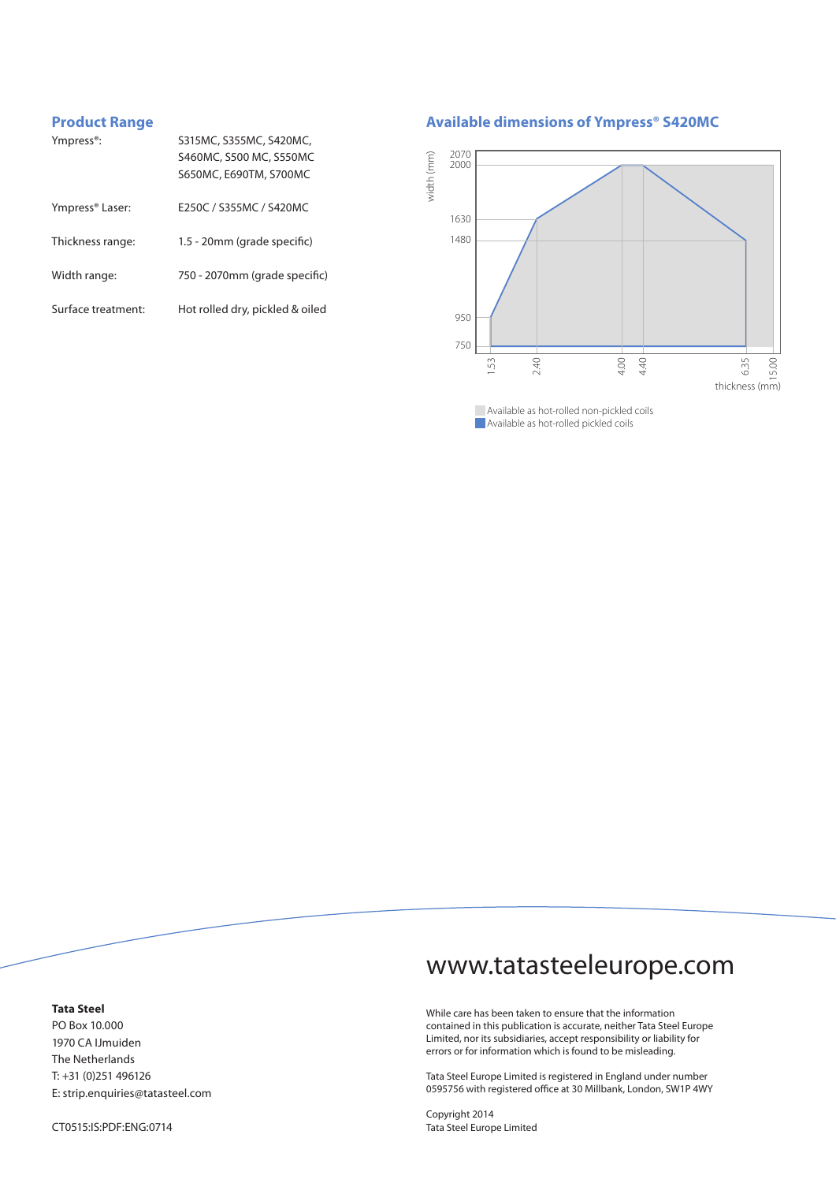## Product Range

| | |
|---|---|
| Ympress®: | S315MC, S355MC, S420MC, S460MC, S500 MC, S550MC S650MC, E690TM, S700MC |
| Ympress® Laser: | E250C / S355MC / S420MC |
| Thickness range: | 1.5 - 20mm (grade specific) |
| Width range: | 750 - 2070mm (grade specific) |
| Surface treatment: | Hot rolled dry, pickled & oiled |

## Available dimensions of Ympress® S420MC

width (mm)

2070
2000
1630
1480
950
750

1.53
2.40
4.00
4.40
6.35
15.00

thickness (mm)

Available as hot-rolled non-pickled coils
Available as hot-rolled pickled coils

# www.tatasteeleurope.com

**Tata Steel**
PO Box 10.000
1970 CA IJmuiden
The Netherlands
T: +31 (0)251 496126
E: strip.enquiries@tatasteel.com

While care has been taken to ensure that the information contained in this publication is accurate, neither Tata Steel Europe Limited, nor its subsidiaries, accept responsibility or liability for errors or for information which is found to be misleading.

Tata Steel Europe Limited is registered in England under number 0595756 with registered office at 30 Millbank, London, SW1P 4WY

Copyright 2014
Tata Steel Europe Limited

CT0515:IS:PDF:ENG:0714